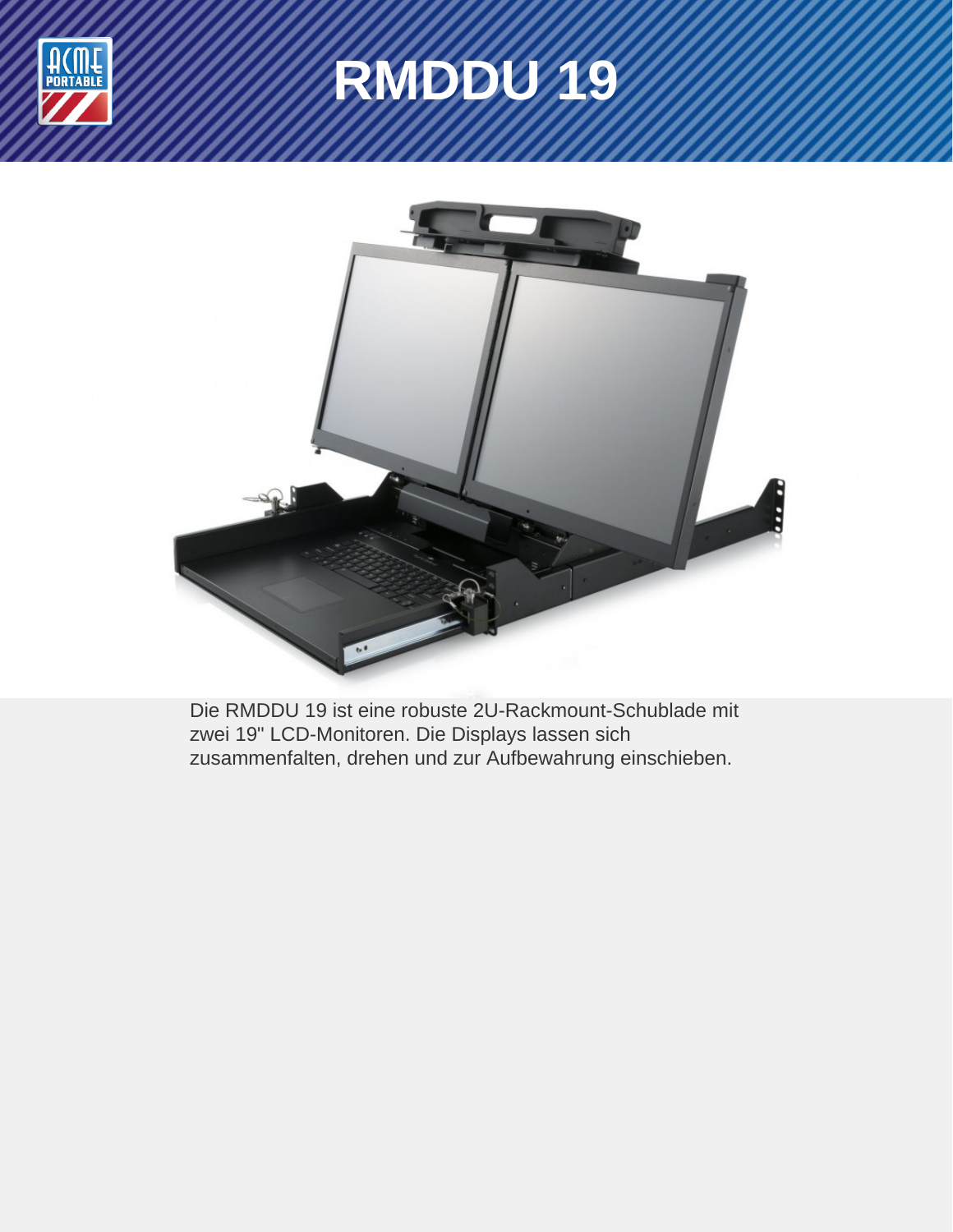# RMDDU 19

Die RMDDU 19 ist eine robuste 2U-Rackmount-Schublade mit zwei 19" LCD-Monitoren. Die Displays lassen sich zusammenfalten, drehen und zur Aufbewahrung einschieben.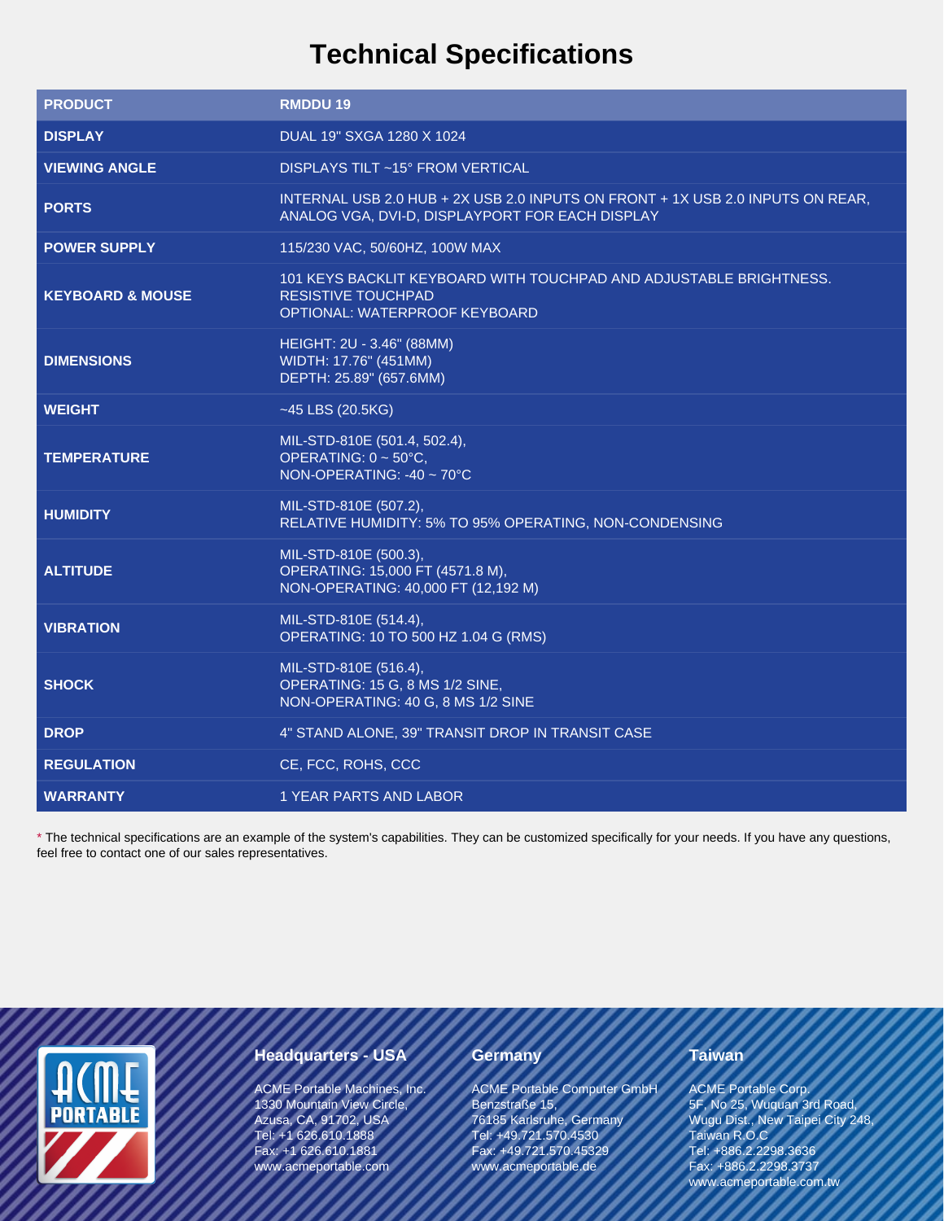# Technical Specifications

| PRODUCT | RMDDU 19 |
|---|---|
| DISPLAY | DUAL 19" SXGA 1280 X 1024 |
| VIEWING ANGLE | DISPLAYS TILT ~15° FROM VERTICAL |
| PORTS | INTERNAL USB 2.0 HUB + 2X USB 2.0 INPUTS ON FRONT + 1X USB 2.0 INPUTS ON REAR, ANALOG VGA, DVI-D, DISPLAYPORT FOR EACH DISPLAY |
| POWER SUPPLY | 115/230 VAC, 50/60HZ, 100W MAX |
| KEYBOARD & MOUSE | 101 KEYS BACKLIT KEYBOARD WITH TOUCHPAD AND ADJUSTABLE BRIGHTNESS.<br>RESISTIVE TOUCHPAD<br>OPTIONAL: WATERPROOF KEYBOARD |
| DIMENSIONS | HEIGHT: 2U - 3.46" (88MM)<br>WIDTH: 17.76" (451MM)<br>DEPTH: 25.89" (657.6MM) |
| WEIGHT | ~45 LBS (20.5KG) |
| TEMPERATURE | MIL-STD-810E (501.4, 502.4),<br>OPERATING: 0 ~ 50°C,<br>NON-OPERATING: -40 ~ 70°C |
| HUMIDITY | MIL-STD-810E (507.2),<br>RELATIVE HUMIDITY: 5% TO 95% OPERATING, NON-CONDENSING |
| ALTITUDE | MIL-STD-810E (500.3),<br>OPERATING: 15,000 FT (4571.8 M),<br>NON-OPERATING: 40,000 FT (12,192 M) |
| VIBRATION | MIL-STD-810E (514.4),<br>OPERATING: 10 TO 500 HZ 1.04 G (RMS) |
| SHOCK | MIL-STD-810E (516.4),<br>OPERATING: 15 G, 8 MS 1/2 SINE,<br>NON-OPERATING: 40 G, 8 MS 1/2 SINE |
| DROP | 4" STAND ALONE, 39" TRANSIT DROP IN TRANSIT CASE |
| REGULATION | CE, FCC, ROHS, CCC |
| WARRANTY | 1 YEAR PARTS AND LABOR |

* The technical specifications are an example of the system's capabilities. They can be customized specifically for your needs. If you have any questions, feel free to contact one of our sales representatives.

ACME PORTABLE

**Headquarters - USA**

ACME Portable Machines, Inc.
1330 Mountain View Circle,
Azusa, CA, 91702, USA
Tel: +1 626.610.1888
Fax: +1 626.610.1881
www.acmeportable.com

**Germany**

ACME Portable Computer GmbH
Benzstraße 15,
76185 Karlsruhe, Germany
Tel: +49.721.570.4530
Fax: +49.721.570.45329
www.acmeportable.de

**Taiwan**

ACME Portable Corp.
5F, No 25, Wuquan 3rd Road,
Wugu Dist., New Taipei City 248,
Taiwan R.O.C
Tel: +886.2.2298.3636
Fax: +886.2.2298.3737
www.acmeportable.com.tw